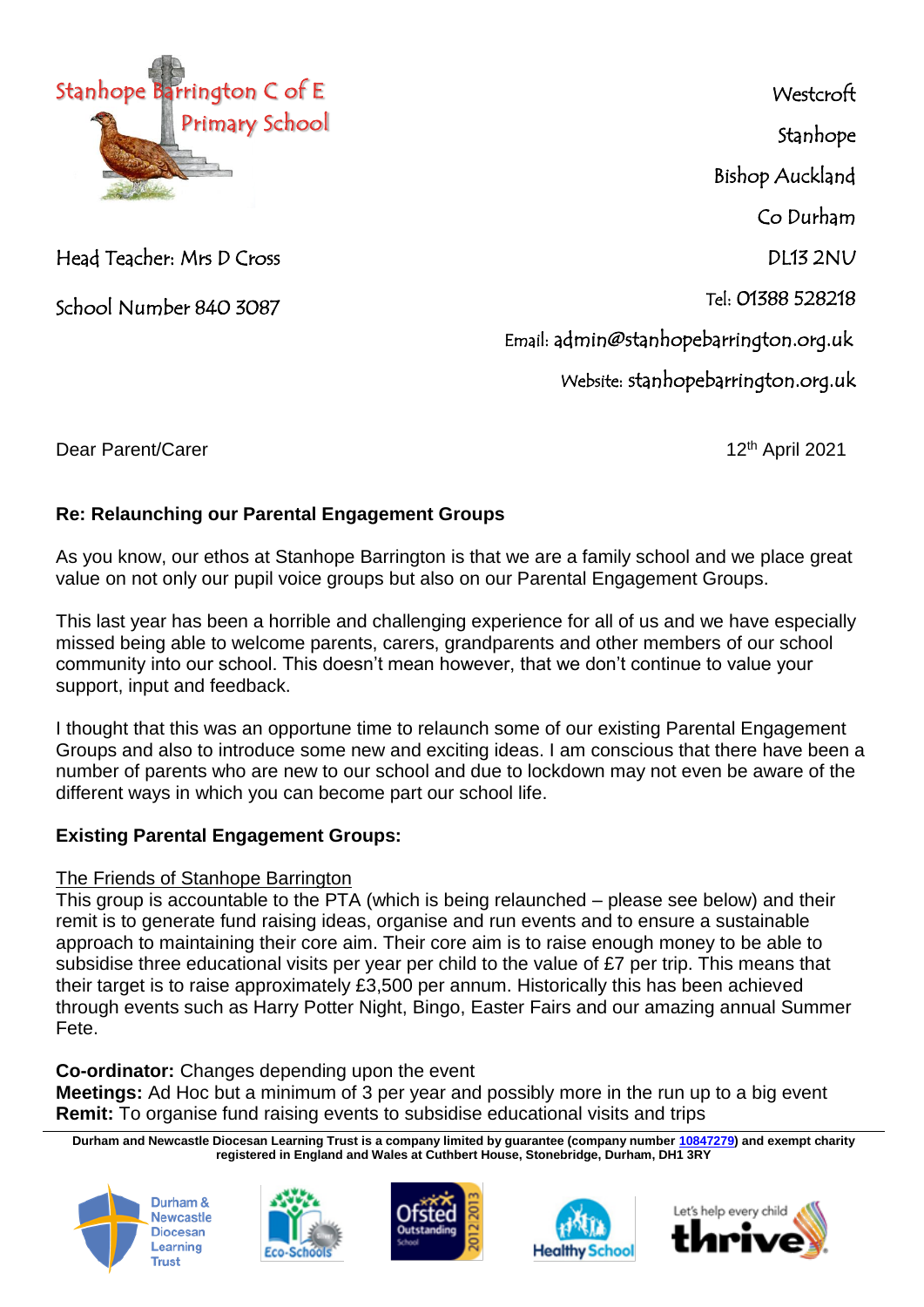Stanhope Barrington C of E Primary School

Head Teacher: Mrs D Cross

School Number 840 3087

Westcroft
Stanhope
Bishop Auckland
Co Durham
DL13 2NU

Tel: 01388 528218

Email: admin@stanhopebarrington.org.uk

Website: stanhopebarrington.org.uk

Dear Parent/Carer

12th April 2021

**Re: Relaunching our Parental Engagement Groups**

As you know, our ethos at Stanhope Barrington is that we are a family school and we place great value on not only our pupil voice groups but also on our Parental Engagement Groups.

This last year has been a horrible and challenging experience for all of us and we have especially missed being able to welcome parents, carers, grandparents and other members of our school community into our school. This doesn't mean however, that we don't continue to value your support, input and feedback.

I thought that this was an opportune time to relaunch some of our existing Parental Engagement Groups and also to introduce some new and exciting ideas. I am conscious that there have been a number of parents who are new to our school and due to lockdown may not even be aware of the different ways in which you can become part our school life.

**Existing Parental Engagement Groups:**

<u>The Friends of Stanhope Barrington</u>

This group is accountable to the PTA (which is being relaunched – please see below) and their remit is to generate fund raising ideas, organise and run events and to ensure a sustainable approach to maintaining their core aim. Their core aim is to raise enough money to be able to subsidise three educational visits per year per child to the value of £7 per trip. This means that their target is to raise approximately £3,500 per annum. Historically this has been achieved through events such as Harry Potter Night, Bingo, Easter Fairs and our amazing annual Summer Fete.

**Co-ordinator:** Changes depending upon the event
**Meetings:** Ad Hoc but a minimum of 3 per year and possibly more in the run up to a big event
**Remit:** To organise fund raising events to subsidise educational visits and trips

**Durham and Newcastle Diocesan Learning Trust is a company limited by guarantee (company number 10847279) and exempt charity registered in England and Wales at Cuthbert House, Stonebridge, Durham, DH1 3RY**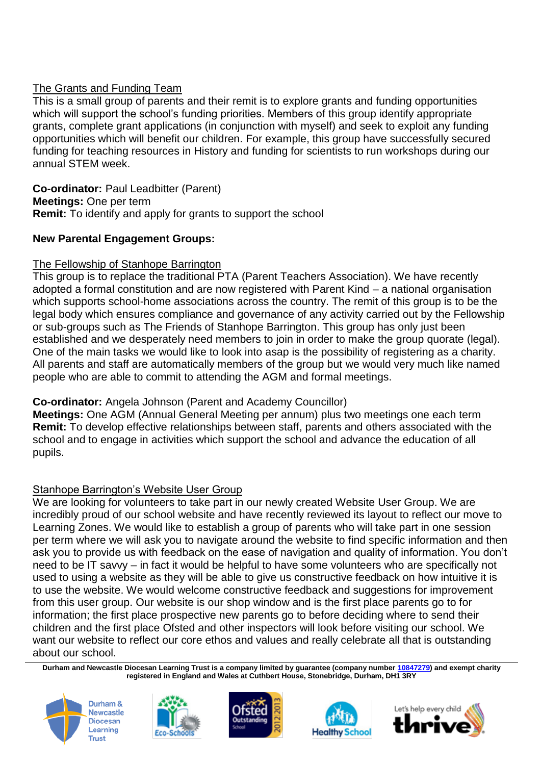The Grants and Funding Team

This is a small group of parents and their remit is to explore grants and funding opportunities which will support the school's funding priorities. Members of this group identify appropriate grants, complete grant applications (in conjunction with myself) and seek to exploit any funding opportunities which will benefit our children. For example, this group have successfully secured funding for teaching resources in History and funding for scientists to run workshops during our annual STEM week.

**Co-ordinator:** Paul Leadbitter (Parent)
**Meetings:** One per term
**Remit:** To identify and apply for grants to support the school

**New Parental Engagement Groups:**

The Fellowship of Stanhope Barrington

This group is to replace the traditional PTA (Parent Teachers Association). We have recently adopted a formal constitution and are now registered with Parent Kind – a national organisation which supports school-home associations across the country. The remit of this group is to be the legal body which ensures compliance and governance of any activity carried out by the Fellowship or sub-groups such as The Friends of Stanhope Barrington. This group has only just been established and we desperately need members to join in order to make the group quorate (legal). One of the main tasks we would like to look into asap is the possibility of registering as a charity. All parents and staff are automatically members of the group but we would very much like named people who are able to commit to attending the AGM and formal meetings.

**Co-ordinator:** Angela Johnson (Parent and Academy Councillor)
**Meetings:** One AGM (Annual General Meeting per annum) plus two meetings one each term
**Remit:** To develop effective relationships between staff, parents and others associated with the school and to engage in activities which support the school and advance the education of all pupils.

Stanhope Barrington's Website User Group

We are looking for volunteers to take part in our newly created Website User Group. We are incredibly proud of our school website and have recently reviewed its layout to reflect our move to Learning Zones. We would like to establish a group of parents who will take part in one session per term where we will ask you to navigate around the website to find specific information and then ask you to provide us with feedback on the ease of navigation and quality of information. You don't need to be IT savvy – in fact it would be helpful to have some volunteers who are specifically not used to using a website as they will be able to give us constructive feedback on how intuitive it is to use the website. We would welcome constructive feedback and suggestions for improvement from this user group. Our website is our shop window and is the first place parents go to for information; the first place prospective new parents go to before deciding where to send their children and the first place Ofsted and other inspectors will look before visiting our school. We want our website to reflect our core ethos and values and really celebrate all that is outstanding about our school.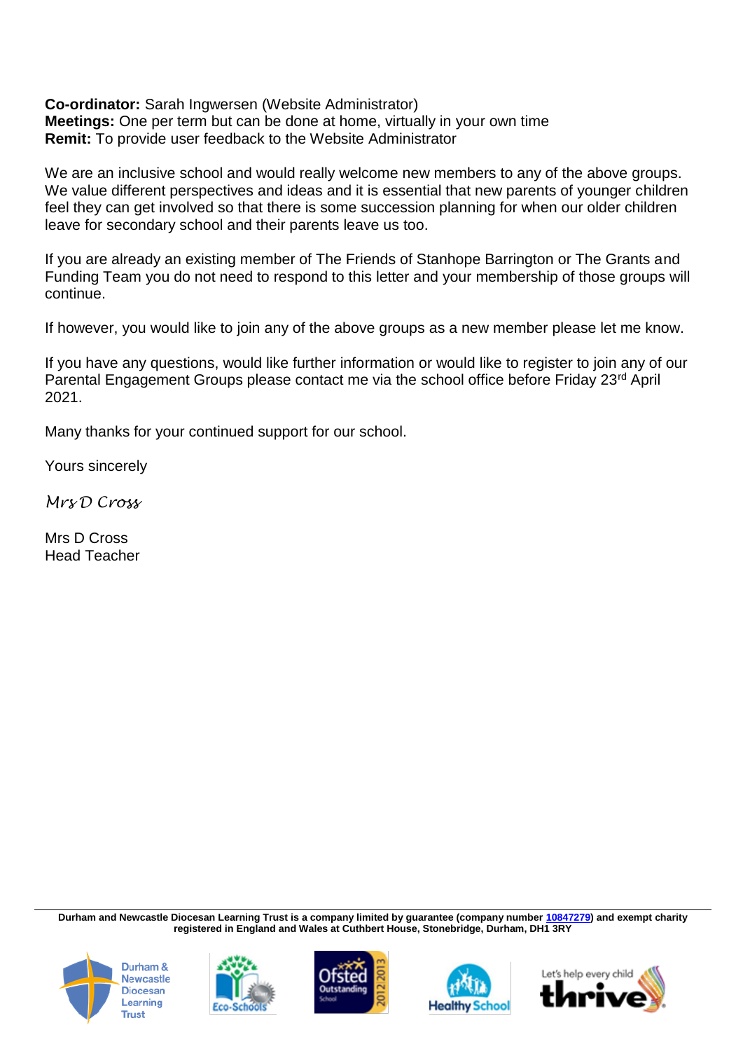**Co-ordinator:** Sarah Ingwersen (Website Administrator)
**Meetings:** One per term but can be done at home, virtually in your own time
**Remit:** To provide user feedback to the Website Administrator

We are an inclusive school and would really welcome new members to any of the above groups. We value different perspectives and ideas and it is essential that new parents of younger children feel they can get involved so that there is some succession planning for when our older children leave for secondary school and their parents leave us too.

If you are already an existing member of The Friends of Stanhope Barrington or The Grants and Funding Team you do not need to respond to this letter and your membership of those groups will continue.

If however, you would like to join any of the above groups as a new member please let me know.

If you have any questions, would like further information or would like to register to join any of our Parental Engagement Groups please contact me via the school office before Friday 23rd April 2021.

Many thanks for your continued support for our school.

Yours sincerely

*Mrs D Cross*

Mrs D Cross
Head Teacher

**Durham and Newcastle Diocesan Learning Trust is a company limited by guarantee (company number 10847279) and exempt charity registered in England and Wales at Cuthbert House, Stonebridge, Durham, DH1 3RY**